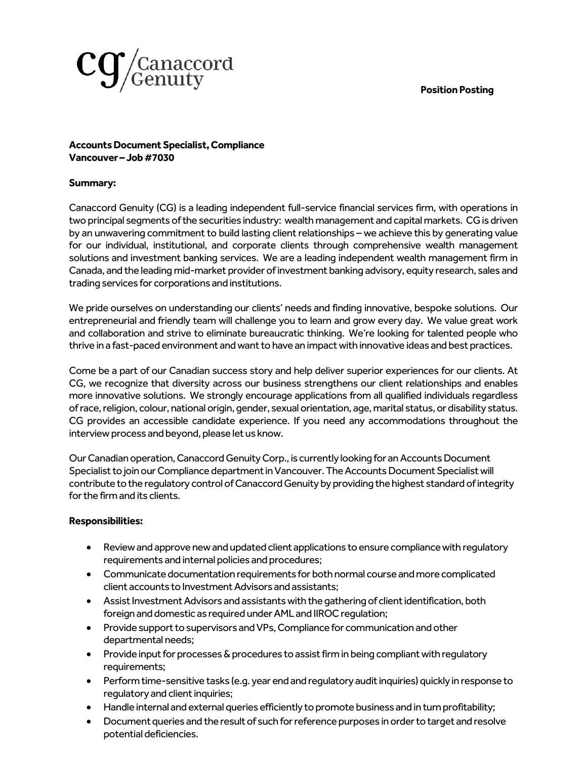Canaccord Genuity

**Position Posting**

**Accounts Document Specialist, Compliance**
**Vancouver – Job #7030**

**Summary:**

Canaccord Genuity (CG) is a leading independent full-service financial services firm, with operations in two principal segments of the securities industry: wealth management and capital markets. CG is driven by an unwavering commitment to build lasting client relationships – we achieve this by generating value for our individual, institutional, and corporate clients through comprehensive wealth management solutions and investment banking services. We are a leading independent wealth management firm in Canada, and the leading mid-market provider of investment banking advisory, equity research, sales and trading services for corporations and institutions.

We pride ourselves on understanding our clients' needs and finding innovative, bespoke solutions. Our entrepreneurial and friendly team will challenge you to learn and grow every day. We value great work and collaboration and strive to eliminate bureaucratic thinking. We're looking for talented people who thrive in a fast-paced environment and want to have an impact with innovative ideas and best practices.

Come be a part of our Canadian success story and help deliver superior experiences for our clients. At CG, we recognize that diversity across our business strengthens our client relationships and enables more innovative solutions. We strongly encourage applications from all qualified individuals regardless of race, religion, colour, national origin, gender, sexual orientation, age, marital status, or disability status. CG provides an accessible candidate experience. If you need any accommodations throughout the interview process and beyond, please let us know.

Our Canadian operation, Canaccord Genuity Corp., is currently looking for an Accounts Document Specialist to join our Compliance department in Vancouver. The Accounts Document Specialist will contribute to the regulatory control of Canaccord Genuity by providing the highest standard of integrity for the firm and its clients.

**Responsibilities:**

- Review and approve new and updated client applications to ensure compliance with regulatory requirements and internal policies and procedures;
- Communicate documentation requirements for both normal course and more complicated client accounts to Investment Advisors and assistants;
- Assist Investment Advisors and assistants with the gathering of client identification, both foreign and domestic as required under AML and IIROC regulation;
- Provide support to supervisors and VPs, Compliance for communication and other departmental needs;
- Provide input for processes & procedures to assist firm in being compliant with regulatory requirements;
- Perform time-sensitive tasks (e.g. year end and regulatory audit inquiries) quickly in response to regulatory and client inquiries;
- Handle internal and external queries efficiently to promote business and in turn profitability;
- Document queries and the result of such for reference purposes in order to target and resolve potential deficiencies.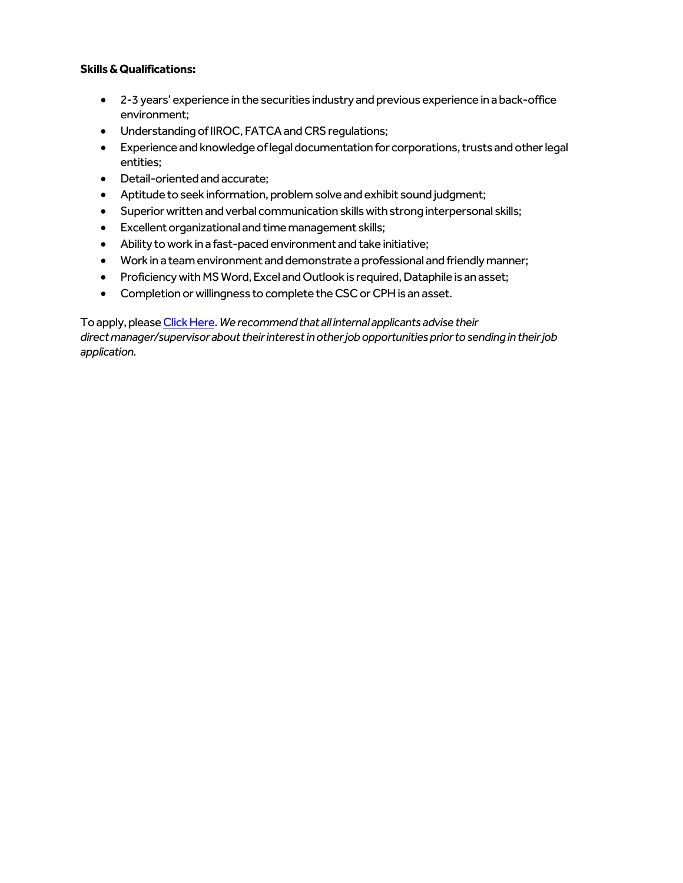**Skills & Qualifications:**

- 2-3 years' experience in the securities industry and previous experience in a back-office environment;
- Understanding of IIROC, FATCA and CRS regulations;
- Experience and knowledge of legal documentation for corporations, trusts and other legal entities;
- Detail-oriented and accurate;
- Aptitude to seek information, problem solve and exhibit sound judgment;
- Superior written and verbal communication skills with strong interpersonal skills;
- Excellent organizational and time management skills;
- Ability to work in a fast-paced environment and take initiative;
- Work in a team environment and demonstrate a professional and friendly manner;
- Proficiency with MS Word, Excel and Outlook is required, Dataphile is an asset;
- Completion or willingness to complete the CSC or CPH is an asset.

To apply, please Click Here. *We recommend that all internal applicants advise their direct manager/supervisor about their interest in other job opportunities prior to sending in their job application.*